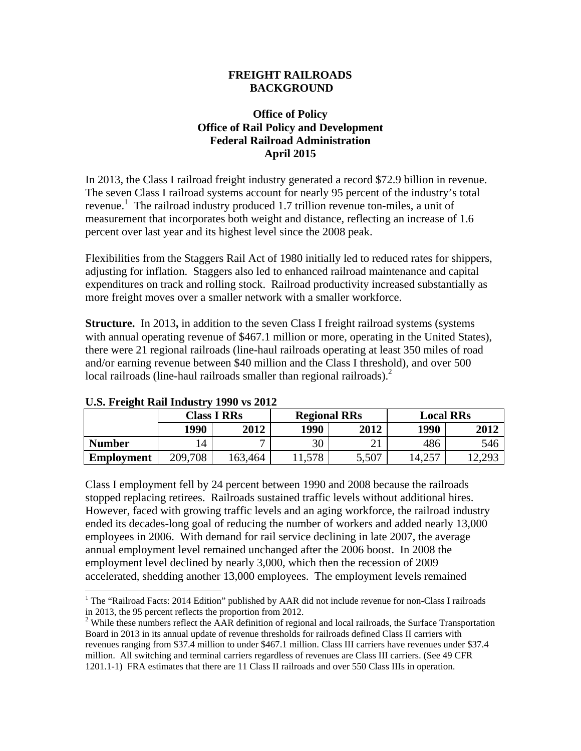# FREIGHT RAILROADS BACKGROUND

### Office of Policy
### Office of Rail Policy and Development
### Federal Railroad Administration
### April 2015

In 2013, the Class I railroad freight industry generated a record $72.9 billion in revenue. The seven Class I railroad systems account for nearly 95 percent of the industry's total revenue.[1] The railroad industry produced 1.7 trillion revenue ton-miles, a unit of measurement that incorporates both weight and distance, reflecting an increase of 1.6 percent over last year and its highest level since the 2008 peak.

Flexibilities from the Staggers Rail Act of 1980 initially led to reduced rates for shippers, adjusting for inflation. Staggers also led to enhanced railroad maintenance and capital expenditures on track and rolling stock. Railroad productivity increased substantially as more freight moves over a smaller network with a smaller workforce.

**Structure.** In 2013**,** in addition to the seven Class I freight railroad systems (systems with annual operating revenue of $467.1 million or more, operating in the United States), there were 21 regional railroads (line-haul railroads operating at least 350 miles of road and/or earning revenue between $40 million and the Class I threshold), and over 500 local railroads (line-haul railroads smaller than regional railroads).[2]

**U.S. Freight Rail Industry 1990 vs 2012**

| | Class I RRs | | Regional RRs | | Local RRs | |
|---|---|---|---|---|---|---|
| | **1990** | **2012** | **1990** | **2012** | **1990** | **2012** |
| **Number** | 14 | 7 | 30 | 21 | 486 | 546 |
| **Employment** | 209,708 | 163,464 | 11,578 | 5,507 | 14,257 | 12,293 |

Class I employment fell by 24 percent between 1990 and 2008 because the railroads stopped replacing retirees. Railroads sustained traffic levels without additional hires. However, faced with growing traffic levels and an aging workforce, the railroad industry ended its decades-long goal of reducing the number of workers and added nearly 13,000 employees in 2006. With demand for rail service declining in late 2007, the average annual employment level remained unchanged after the 2006 boost. In 2008 the employment level declined by nearly 3,000, which then the recession of 2009 accelerated, shedding another 13,000 employees. The employment levels remained

[1] The "Railroad Facts: 2014 Edition" published by AAR did not include revenue for non-Class I railroads in 2013, the 95 percent reflects the proportion from 2012.

[2] While these numbers reflect the AAR definition of regional and local railroads, the Surface Transportation Board in 2013 in its annual update of revenue thresholds for railroads defined Class II carriers with revenues ranging from $37.4 million to under $467.1 million. Class III carriers have revenues under $37.4 million. All switching and terminal carriers regardless of revenues are Class III carriers. (See 49 CFR 1201.1-1) FRA estimates that there are 11 Class II railroads and over 550 Class IIIs in operation.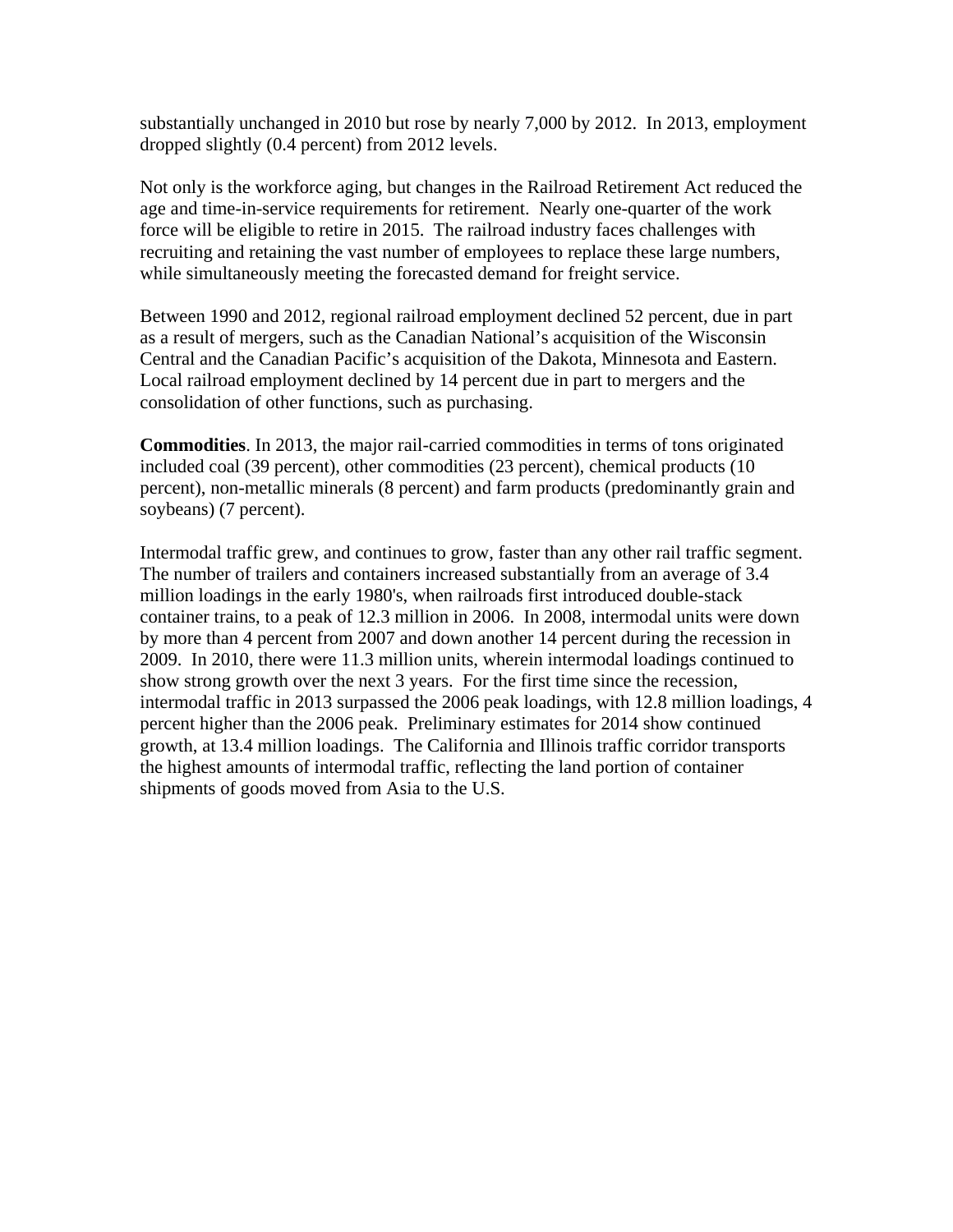substantially unchanged in 2010 but rose by nearly 7,000 by 2012. In 2013, employment dropped slightly (0.4 percent) from 2012 levels.

Not only is the workforce aging, but changes in the Railroad Retirement Act reduced the age and time-in-service requirements for retirement. Nearly one-quarter of the work force will be eligible to retire in 2015. The railroad industry faces challenges with recruiting and retaining the vast number of employees to replace these large numbers, while simultaneously meeting the forecasted demand for freight service.

Between 1990 and 2012, regional railroad employment declined 52 percent, due in part as a result of mergers, such as the Canadian National's acquisition of the Wisconsin Central and the Canadian Pacific's acquisition of the Dakota, Minnesota and Eastern. Local railroad employment declined by 14 percent due in part to mergers and the consolidation of other functions, such as purchasing.

**Commodities**. In 2013, the major rail-carried commodities in terms of tons originated included coal (39 percent), other commodities (23 percent), chemical products (10 percent), non-metallic minerals (8 percent) and farm products (predominantly grain and soybeans) (7 percent).

Intermodal traffic grew, and continues to grow, faster than any other rail traffic segment. The number of trailers and containers increased substantially from an average of 3.4 million loadings in the early 1980's, when railroads first introduced double-stack container trains, to a peak of 12.3 million in 2006. In 2008, intermodal units were down by more than 4 percent from 2007 and down another 14 percent during the recession in 2009. In 2010, there were 11.3 million units, wherein intermodal loadings continued to show strong growth over the next 3 years. For the first time since the recession, intermodal traffic in 2013 surpassed the 2006 peak loadings, with 12.8 million loadings, 4 percent higher than the 2006 peak. Preliminary estimates for 2014 show continued growth, at 13.4 million loadings. The California and Illinois traffic corridor transports the highest amounts of intermodal traffic, reflecting the land portion of container shipments of goods moved from Asia to the U.S.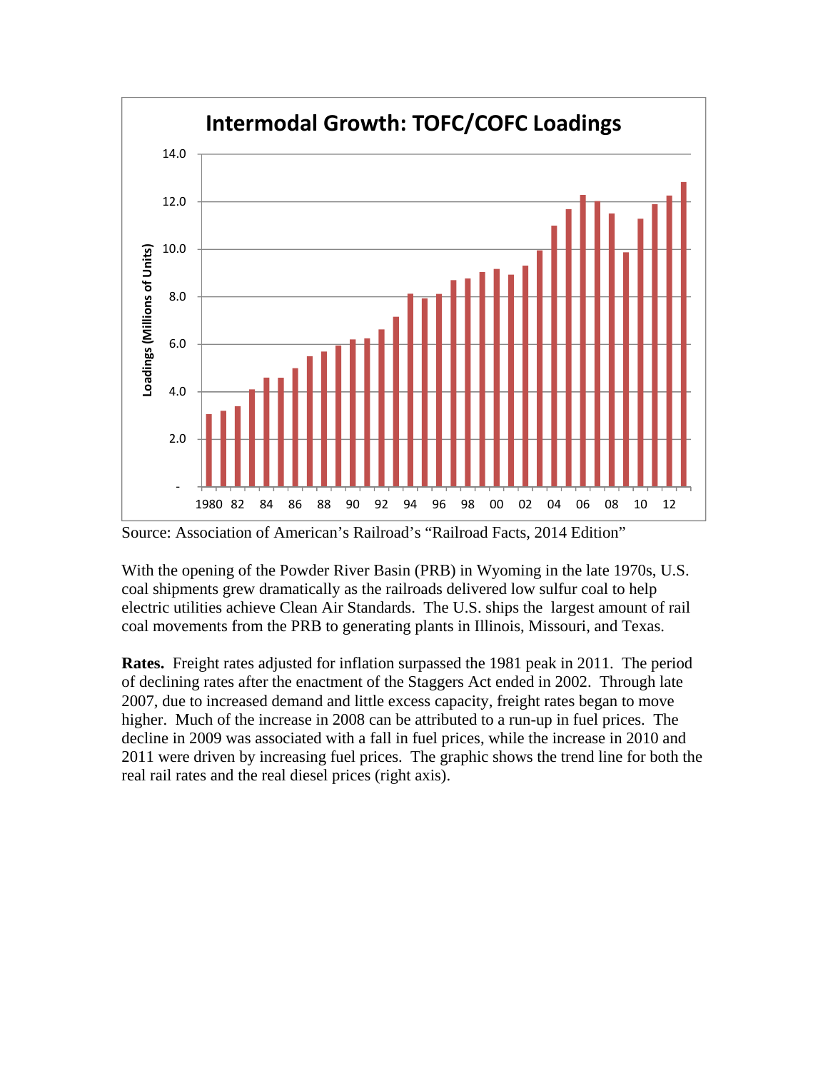**Intermodal Growth: TOFC/COFC Loadings**

Source: Association of American's Railroad's "Railroad Facts, 2014 Edition"

With the opening of the Powder River Basin (PRB) in Wyoming in the late 1970s, U.S. coal shipments grew dramatically as the railroads delivered low sulfur coal to help electric utilities achieve Clean Air Standards. The U.S. ships the largest amount of rail coal movements from the PRB to generating plants in Illinois, Missouri, and Texas.

**Rates.** Freight rates adjusted for inflation surpassed the 1981 peak in 2011. The period of declining rates after the enactment of the Staggers Act ended in 2002. Through late 2007, due to increased demand and little excess capacity, freight rates began to move higher. Much of the increase in 2008 can be attributed to a run-up in fuel prices. The decline in 2009 was associated with a fall in fuel prices, while the increase in 2010 and 2011 were driven by increasing fuel prices. The graphic shows the trend line for both the real rail rates and the real diesel prices (right axis).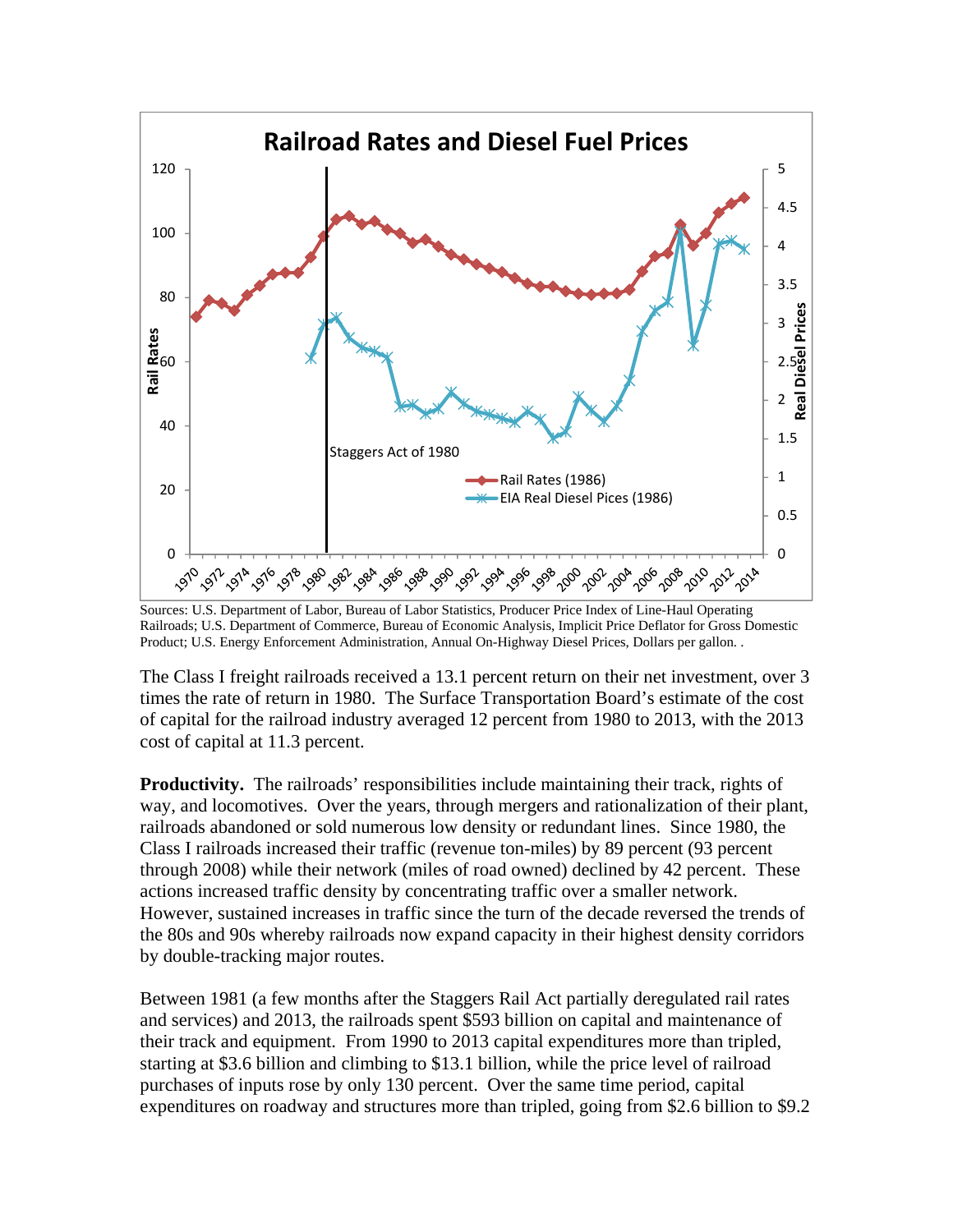Sources: U.S. Department of Labor, Bureau of Labor Statistics, Producer Price Index of Line-Haul Operating Railroads; U.S. Department of Commerce, Bureau of Economic Analysis, Implicit Price Deflator for Gross Domestic Product; U.S. Energy Enforcement Administration, Annual On-Highway Diesel Prices, Dollars per gallon. .

The Class I freight railroads received a 13.1 percent return on their net investment, over 3 times the rate of return in 1980. The Surface Transportation Board's estimate of the cost of capital for the railroad industry averaged 12 percent from 1980 to 2013, with the 2013 cost of capital at 11.3 percent.

**Productivity.** The railroads' responsibilities include maintaining their track, rights of way, and locomotives. Over the years, through mergers and rationalization of their plant, railroads abandoned or sold numerous low density or redundant lines. Since 1980, the Class I railroads increased their traffic (revenue ton-miles) by 89 percent (93 percent through 2008) while their network (miles of road owned) declined by 42 percent. These actions increased traffic density by concentrating traffic over a smaller network. However, sustained increases in traffic since the turn of the decade reversed the trends of the 80s and 90s whereby railroads now expand capacity in their highest density corridors by double-tracking major routes.

Between 1981 (a few months after the Staggers Rail Act partially deregulated rail rates and services) and 2013, the railroads spent $593 billion on capital and maintenance of their track and equipment. From 1990 to 2013 capital expenditures more than tripled, starting at $3.6 billion and climbing to $13.1 billion, while the price level of railroad purchases of inputs rose by only 130 percent. Over the same time period, capital expenditures on roadway and structures more than tripled, going from $2.6 billion to $9.2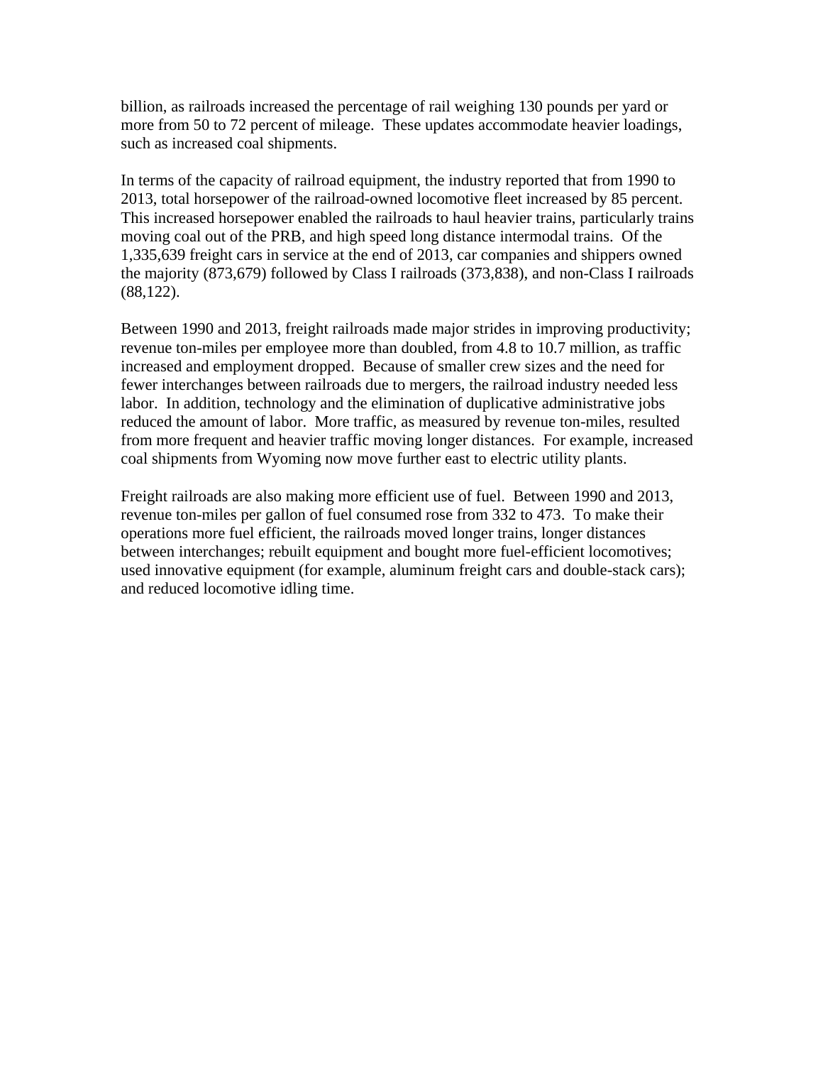billion, as railroads increased the percentage of rail weighing 130 pounds per yard or more from 50 to 72 percent of mileage. These updates accommodate heavier loadings, such as increased coal shipments.

In terms of the capacity of railroad equipment, the industry reported that from 1990 to 2013, total horsepower of the railroad-owned locomotive fleet increased by 85 percent. This increased horsepower enabled the railroads to haul heavier trains, particularly trains moving coal out of the PRB, and high speed long distance intermodal trains. Of the 1,335,639 freight cars in service at the end of 2013, car companies and shippers owned the majority (873,679) followed by Class I railroads (373,838), and non-Class I railroads (88,122).

Between 1990 and 2013, freight railroads made major strides in improving productivity; revenue ton-miles per employee more than doubled, from 4.8 to 10.7 million, as traffic increased and employment dropped. Because of smaller crew sizes and the need for fewer interchanges between railroads due to mergers, the railroad industry needed less labor. In addition, technology and the elimination of duplicative administrative jobs reduced the amount of labor. More traffic, as measured by revenue ton-miles, resulted from more frequent and heavier traffic moving longer distances. For example, increased coal shipments from Wyoming now move further east to electric utility plants.

Freight railroads are also making more efficient use of fuel. Between 1990 and 2013, revenue ton-miles per gallon of fuel consumed rose from 332 to 473. To make their operations more fuel efficient, the railroads moved longer trains, longer distances between interchanges; rebuilt equipment and bought more fuel-efficient locomotives; used innovative equipment (for example, aluminum freight cars and double-stack cars); and reduced locomotive idling time.